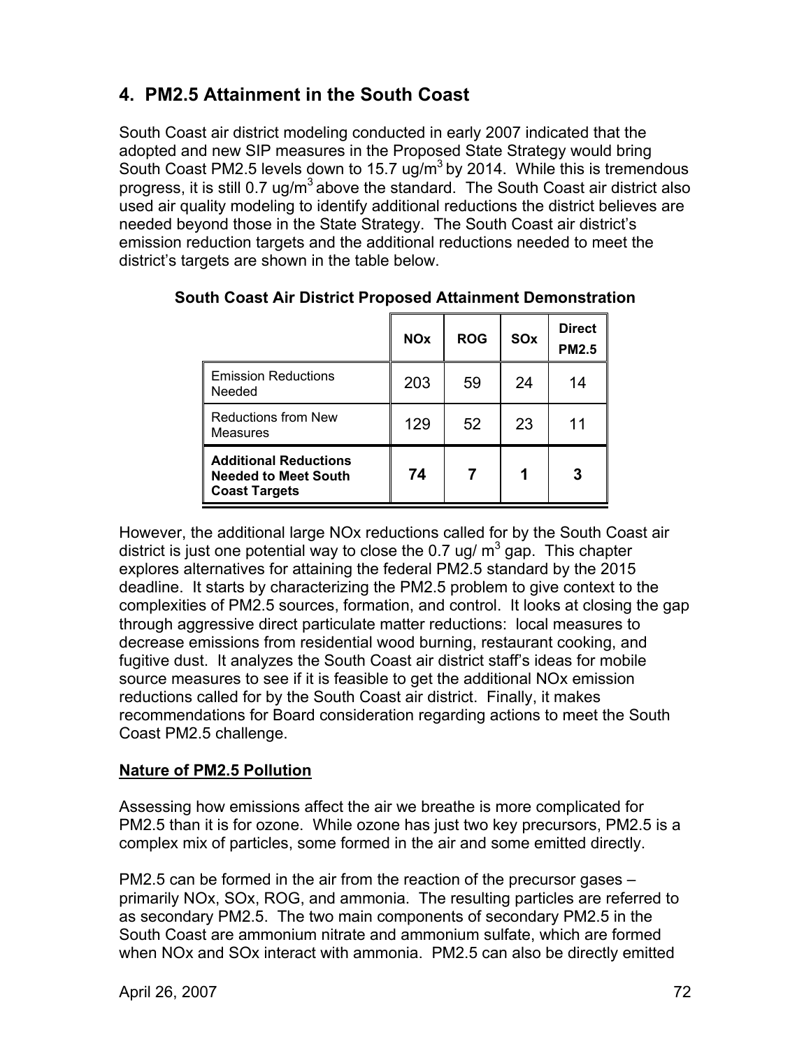## 4. PM2.5 Attainment in the South Coast

South Coast air district modeling conducted in early 2007 indicated that the adopted and new SIP measures in the Proposed State Strategy would bring South Coast PM2.5 levels down to 15.7 ug/m$^3$ by 2014. While this is tremendous progress, it is still 0.7 ug/m$^3$ above the standard. The South Coast air district also used air quality modeling to identify additional reductions the district believes are needed beyond those in the State Strategy. The South Coast air district's emission reduction targets and the additional reductions needed to meet the district's targets are shown in the table below.

**South Coast Air District Proposed Attainment Demonstration**

| | NOx | ROG | SOx | Direct PM2.5 |
|---|---|---|---|---|
| Emission Reductions Needed | 203 | 59 | 24 | 14 |
| Reductions from New Measures | 129 | 52 | 23 | 11 |
| **Additional Reductions Needed to Meet South Coast Targets** | **74** | **7** | **1** | **3** |

However, the additional large NOx reductions called for by the South Coast air district is just one potential way to close the 0.7 ug/ m$^3$ gap. This chapter explores alternatives for attaining the federal PM2.5 standard by the 2015 deadline. It starts by characterizing the PM2.5 problem to give context to the complexities of PM2.5 sources, formation, and control. It looks at closing the gap through aggressive direct particulate matter reductions: local measures to decrease emissions from residential wood burning, restaurant cooking, and fugitive dust. It analyzes the South Coast air district staff's ideas for mobile source measures to see if it is feasible to get the additional NOx emission reductions called for by the South Coast air district. Finally, it makes recommendations for Board consideration regarding actions to meet the South Coast PM2.5 challenge.

### Nature of PM2.5 Pollution

Assessing how emissions affect the air we breathe is more complicated for PM2.5 than it is for ozone. While ozone has just two key precursors, PM2.5 is a complex mix of particles, some formed in the air and some emitted directly.

PM2.5 can be formed in the air from the reaction of the precursor gases – primarily NOx, SOx, ROG, and ammonia. The resulting particles are referred to as secondary PM2.5. The two main components of secondary PM2.5 in the South Coast are ammonium nitrate and ammonium sulfate, which are formed when NOx and SOx interact with ammonia. PM2.5 can also be directly emitted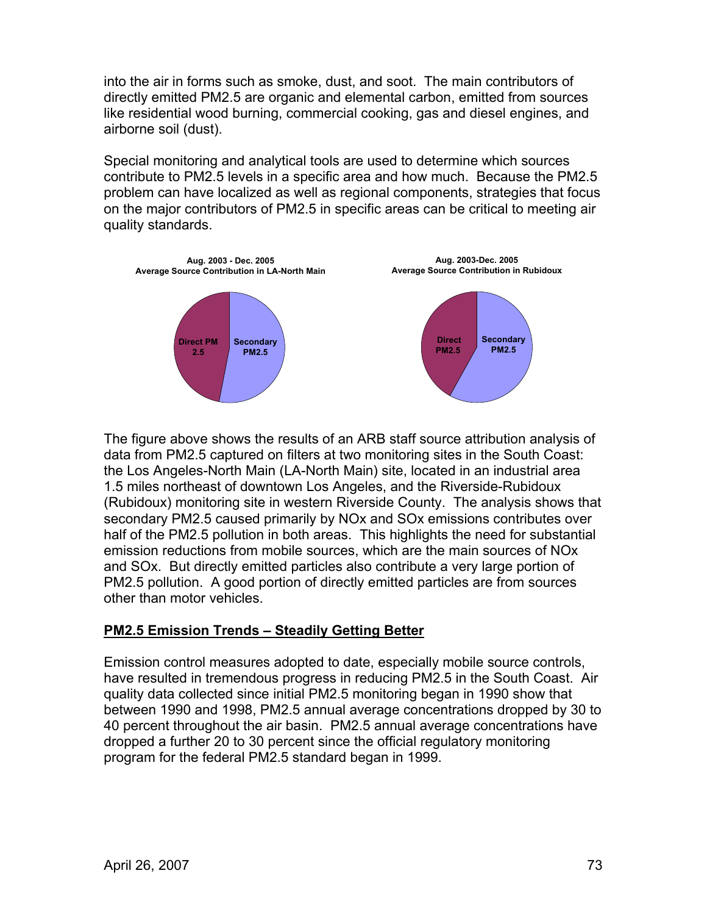into the air in forms such as smoke, dust, and soot. The main contributors of directly emitted PM2.5 are organic and elemental carbon, emitted from sources like residential wood burning, commercial cooking, gas and diesel engines, and airborne soil (dust).

Special monitoring and analytical tools are used to determine which sources contribute to PM2.5 levels in a specific area and how much. Because the PM2.5 problem can have localized as well as regional components, strategies that focus on the major contributors of PM2.5 in specific areas can be critical to meeting air quality standards.

**Aug. 2003 - Dec. 2005**
**Average Source Contribution in LA-North Main**

Direct PM 2.5 | Secondary PM2.5

**Aug. 2003-Dec. 2005**
**Average Source Contribution in Rubidoux**

Direct PM2.5 | Secondary PM2.5

The figure above shows the results of an ARB staff source attribution analysis of data from PM2.5 captured on filters at two monitoring sites in the South Coast: the Los Angeles-North Main (LA-North Main) site, located in an industrial area 1.5 miles northeast of downtown Los Angeles, and the Riverside-Rubidoux (Rubidoux) monitoring site in western Riverside County. The analysis shows that secondary PM2.5 caused primarily by NOx and SOx emissions contributes over half of the PM2.5 pollution in both areas. This highlights the need for substantial emission reductions from mobile sources, which are the main sources of NOx and SOx. But directly emitted particles also contribute a very large portion of PM2.5 pollution. A good portion of directly emitted particles are from sources other than motor vehicles.

## PM2.5 Emission Trends – Steadily Getting Better

Emission control measures adopted to date, especially mobile source controls, have resulted in tremendous progress in reducing PM2.5 in the South Coast. Air quality data collected since initial PM2.5 monitoring began in 1990 show that between 1990 and 1998, PM2.5 annual average concentrations dropped by 30 to 40 percent throughout the air basin. PM2.5 annual average concentrations have dropped a further 20 to 30 percent since the official regulatory monitoring program for the federal PM2.5 standard began in 1999.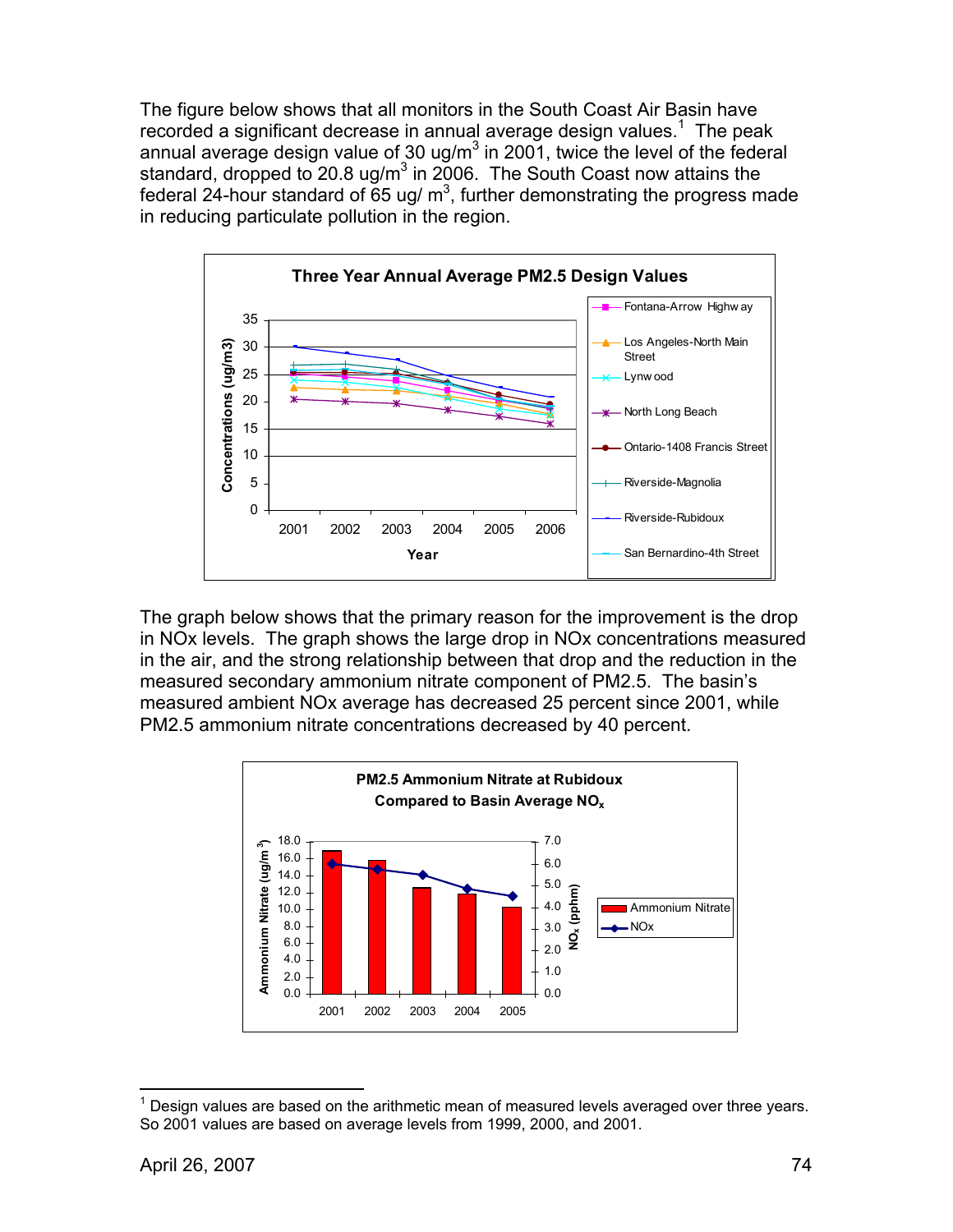The figure below shows that all monitors in the South Coast Air Basin have recorded a significant decrease in annual average design values.[1] The peak annual average design value of 30 ug/m$^3$ in 2001, twice the level of the federal standard, dropped to 20.8 ug/m$^3$ in 2006. The South Coast now attains the federal 24-hour standard of 65 ug/ m$^3$, further demonstrating the progress made in reducing particulate pollution in the region.

The graph below shows that the primary reason for the improvement is the drop in NOx levels. The graph shows the large drop in NOx concentrations measured in the air, and the strong relationship between that drop and the reduction in the measured secondary ammonium nitrate component of PM2.5. The basin's measured ambient NOx average has decreased 25 percent since 2001, while PM2.5 ammonium nitrate concentrations decreased by 40 percent.

---

[1] Design values are based on the arithmetic mean of measured levels averaged over three years. So 2001 values are based on average levels from 1999, 2000, and 2001.

April 26, 2007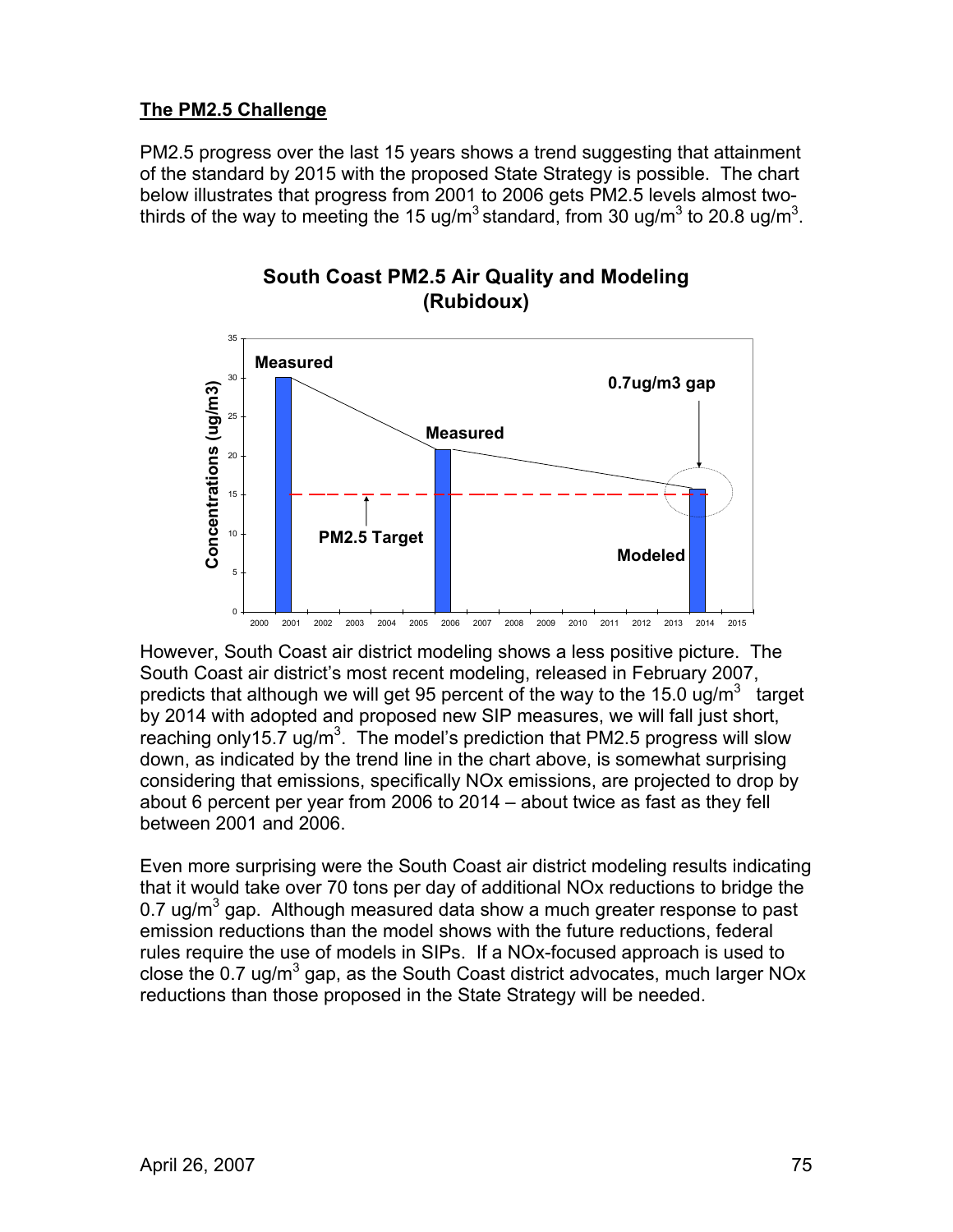**The PM2.5 Challenge**

PM2.5 progress over the last 15 years shows a trend suggesting that attainment of the standard by 2015 with the proposed State Strategy is possible. The chart below illustrates that progress from 2001 to 2006 gets PM2.5 levels almost two-thirds of the way to meeting the 15 ug/m$^3$ standard, from 30 ug/m$^3$ to 20.8 ug/m$^3$.

**South Coast PM2.5 Air Quality and Modeling (Rubidoux)**

However, South Coast air district modeling shows a less positive picture. The South Coast air district's most recent modeling, released in February 2007, predicts that although we will get 95 percent of the way to the 15.0 ug/m$^3$ target by 2014 with adopted and proposed new SIP measures, we will fall just short, reaching only15.7 ug/m$^3$. The model's prediction that PM2.5 progress will slow down, as indicated by the trend line in the chart above, is somewhat surprising considering that emissions, specifically NOx emissions, are projected to drop by about 6 percent per year from 2006 to 2014 – about twice as fast as they fell between 2001 and 2006.

Even more surprising were the South Coast air district modeling results indicating that it would take over 70 tons per day of additional NOx reductions to bridge the 0.7 ug/m$^3$ gap. Although measured data show a much greater response to past emission reductions than the model shows with the future reductions, federal rules require the use of models in SIPs. If a NOx-focused approach is used to close the 0.7 ug/m$^3$ gap, as the South Coast district advocates, much larger NOx reductions than those proposed in the State Strategy will be needed.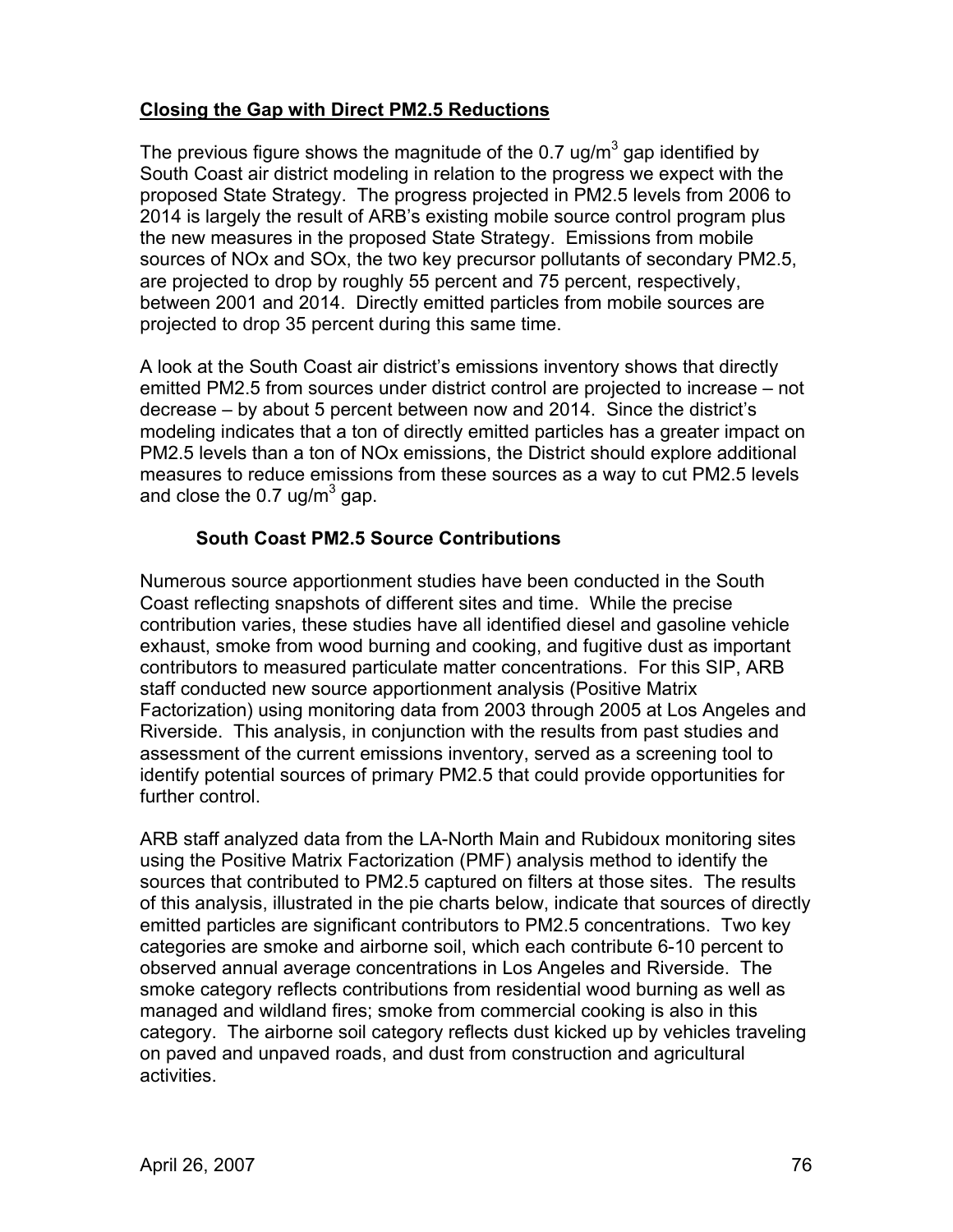## Closing the Gap with Direct PM2.5 Reductions

The previous figure shows the magnitude of the 0.7 $ug/m^3$ gap identified by South Coast air district modeling in relation to the progress we expect with the proposed State Strategy. The progress projected in PM2.5 levels from 2006 to 2014 is largely the result of ARB's existing mobile source control program plus the new measures in the proposed State Strategy. Emissions from mobile sources of NOx and SOx, the two key precursor pollutants of secondary PM2.5, are projected to drop by roughly 55 percent and 75 percent, respectively, between 2001 and 2014. Directly emitted particles from mobile sources are projected to drop 35 percent during this same time.

A look at the South Coast air district's emissions inventory shows that directly emitted PM2.5 from sources under district control are projected to increase – not decrease – by about 5 percent between now and 2014. Since the district's modeling indicates that a ton of directly emitted particles has a greater impact on PM2.5 levels than a ton of NOx emissions, the District should explore additional measures to reduce emissions from these sources as a way to cut PM2.5 levels and close the 0.7 $ug/m^3$ gap.

### South Coast PM2.5 Source Contributions

Numerous source apportionment studies have been conducted in the South Coast reflecting snapshots of different sites and time. While the precise contribution varies, these studies have all identified diesel and gasoline vehicle exhaust, smoke from wood burning and cooking, and fugitive dust as important contributors to measured particulate matter concentrations. For this SIP, ARB staff conducted new source apportionment analysis (Positive Matrix Factorization) using monitoring data from 2003 through 2005 at Los Angeles and Riverside. This analysis, in conjunction with the results from past studies and assessment of the current emissions inventory, served as a screening tool to identify potential sources of primary PM2.5 that could provide opportunities for further control.

ARB staff analyzed data from the LA-North Main and Rubidoux monitoring sites using the Positive Matrix Factorization (PMF) analysis method to identify the sources that contributed to PM2.5 captured on filters at those sites. The results of this analysis, illustrated in the pie charts below, indicate that sources of directly emitted particles are significant contributors to PM2.5 concentrations. Two key categories are smoke and airborne soil, which each contribute 6-10 percent to observed annual average concentrations in Los Angeles and Riverside. The smoke category reflects contributions from residential wood burning as well as managed and wildland fires; smoke from commercial cooking is also in this category. The airborne soil category reflects dust kicked up by vehicles traveling on paved and unpaved roads, and dust from construction and agricultural activities.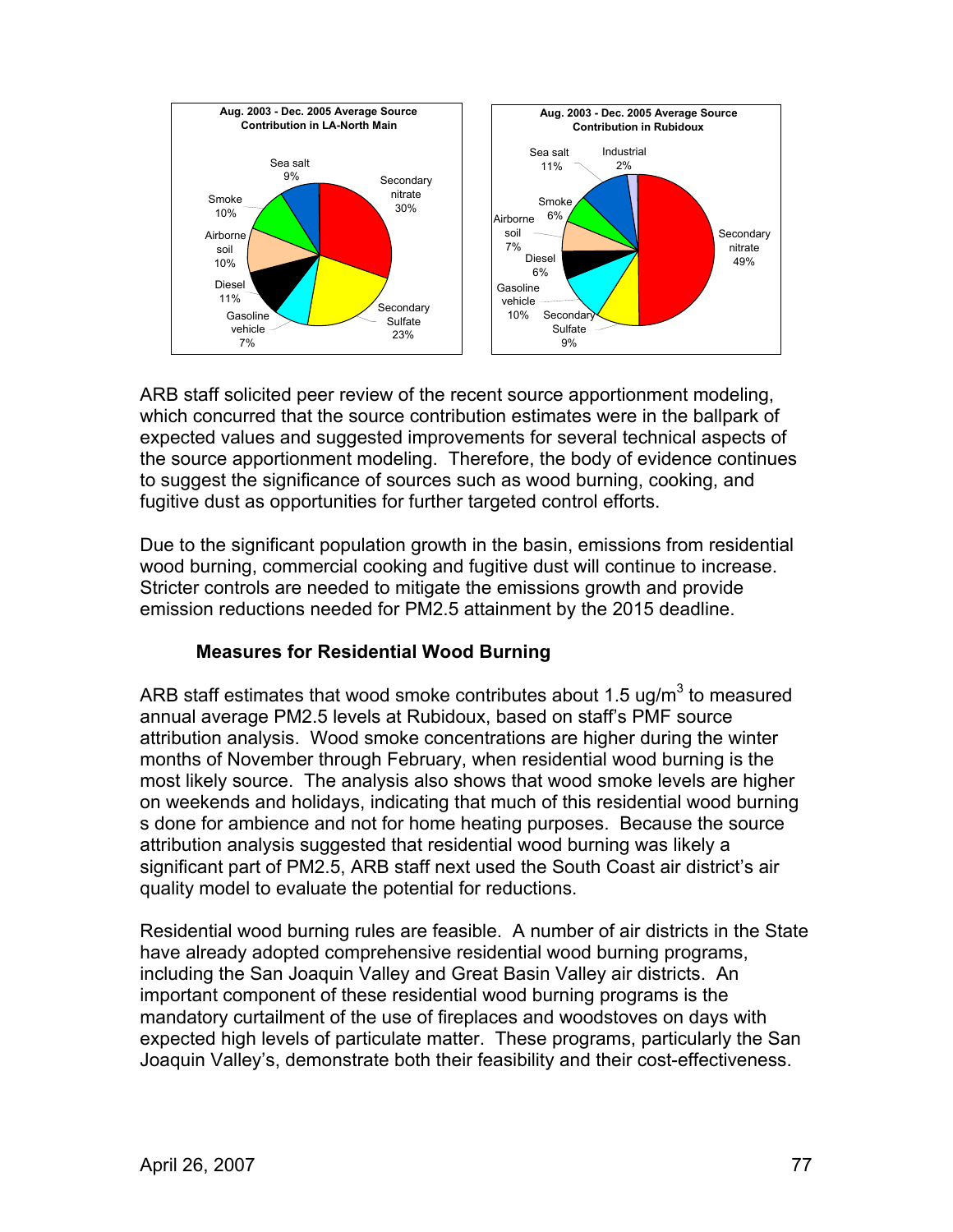**Aug. 2003 - Dec. 2005 Average Source Contribution in LA-North Main**

| Source | Contribution |
| --- | --- |
| Secondary nitrate | 30% |
| Secondary Sulfate | 23% |
| Gasoline vehicle | 7% |
| Diesel | 11% |
| Airborne soil | 10% |
| Smoke | 10% |
| Sea salt | 9% |

**Aug. 2003 - Dec. 2005 Average Source Contribution in Rubidoux**

| Source | Contribution |
| --- | --- |
| Secondary nitrate | 49% |
| Secondary Sulfate | 9% |
| Gasoline vehicle | 10% |
| Diesel | 6% |
| Airborne soil | 7% |
| Smoke | 6% |
| Sea salt | 11% |
| Industrial | 2% |

ARB staff solicited peer review of the recent source apportionment modeling, which concurred that the source contribution estimates were in the ballpark of expected values and suggested improvements for several technical aspects of the source apportionment modeling. Therefore, the body of evidence continues to suggest the significance of sources such as wood burning, cooking, and fugitive dust as opportunities for further targeted control efforts.

Due to the significant population growth in the basin, emissions from residential wood burning, commercial cooking and fugitive dust will continue to increase. Stricter controls are needed to mitigate the emissions growth and provide emission reductions needed for PM2.5 attainment by the 2015 deadline.

### Measures for Residential Wood Burning

ARB staff estimates that wood smoke contributes about 1.5 ug/m$^3$ to measured annual average PM2.5 levels at Rubidoux, based on staff's PMF source attribution analysis. Wood smoke concentrations are higher during the winter months of November through February, when residential wood burning is the most likely source. The analysis also shows that wood smoke levels are higher on weekends and holidays, indicating that much of this residential wood burning s done for ambience and not for home heating purposes. Because the source attribution analysis suggested that residential wood burning was likely a significant part of PM2.5, ARB staff next used the South Coast air district's air quality model to evaluate the potential for reductions.

Residential wood burning rules are feasible. A number of air districts in the State have already adopted comprehensive residential wood burning programs, including the San Joaquin Valley and Great Basin Valley air districts. An important component of these residential wood burning programs is the mandatory curtailment of the use of fireplaces and woodstoves on days with expected high levels of particulate matter. These programs, particularly the San Joaquin Valley's, demonstrate both their feasibility and their cost-effectiveness.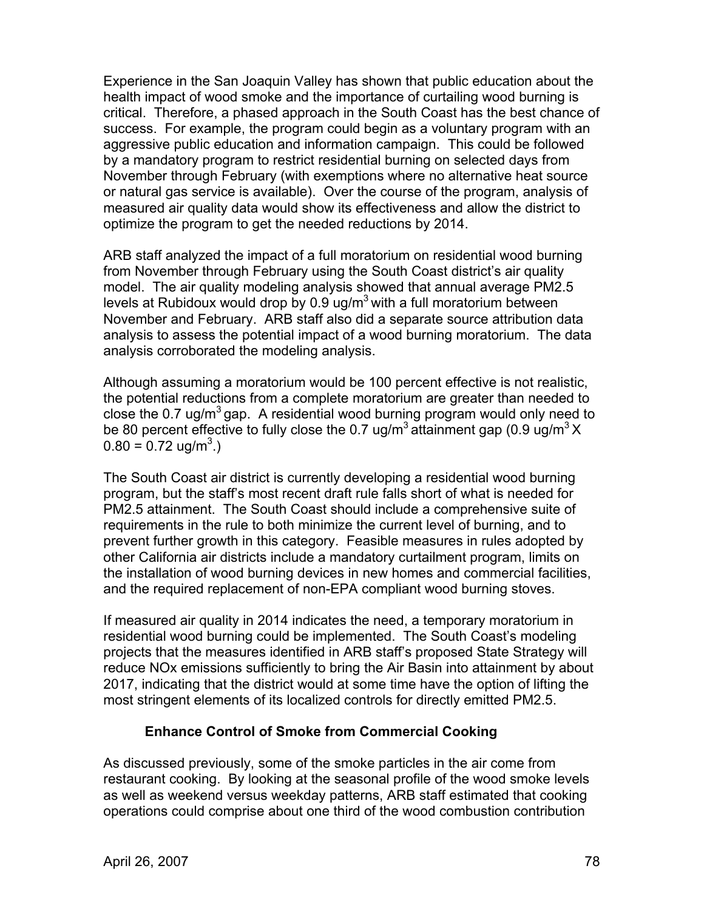Experience in the San Joaquin Valley has shown that public education about the health impact of wood smoke and the importance of curtailing wood burning is critical. Therefore, a phased approach in the South Coast has the best chance of success. For example, the program could begin as a voluntary program with an aggressive public education and information campaign. This could be followed by a mandatory program to restrict residential burning on selected days from November through February (with exemptions where no alternative heat source or natural gas service is available). Over the course of the program, analysis of measured air quality data would show its effectiveness and allow the district to optimize the program to get the needed reductions by 2014.

ARB staff analyzed the impact of a full moratorium on residential wood burning from November through February using the South Coast district's air quality model. The air quality modeling analysis showed that annual average PM2.5 levels at Rubidoux would drop by 0.9 $ug/m^3$ with a full moratorium between November and February. ARB staff also did a separate source attribution data analysis to assess the potential impact of a wood burning moratorium. The data analysis corroborated the modeling analysis.

Although assuming a moratorium would be 100 percent effective is not realistic, the potential reductions from a complete moratorium are greater than needed to close the 0.7 $ug/m^3$ gap. A residential wood burning program would only need to be 80 percent effective to fully close the 0.7 $ug/m^3$ attainment gap (0.9 $ug/m^3$ X 0.80 = 0.72 $ug/m^3$.)

The South Coast air district is currently developing a residential wood burning program, but the staff's most recent draft rule falls short of what is needed for PM2.5 attainment. The South Coast should include a comprehensive suite of requirements in the rule to both minimize the current level of burning, and to prevent further growth in this category. Feasible measures in rules adopted by other California air districts include a mandatory curtailment program, limits on the installation of wood burning devices in new homes and commercial facilities, and the required replacement of non-EPA compliant wood burning stoves.

If measured air quality in 2014 indicates the need, a temporary moratorium in residential wood burning could be implemented. The South Coast's modeling projects that the measures identified in ARB staff's proposed State Strategy will reduce NOx emissions sufficiently to bring the Air Basin into attainment by about 2017, indicating that the district would at some time have the option of lifting the most stringent elements of its localized controls for directly emitted PM2.5.

**Enhance Control of Smoke from Commercial Cooking**

As discussed previously, some of the smoke particles in the air come from restaurant cooking. By looking at the seasonal profile of the wood smoke levels as well as weekend versus weekday patterns, ARB staff estimated that cooking operations could comprise about one third of the wood combustion contribution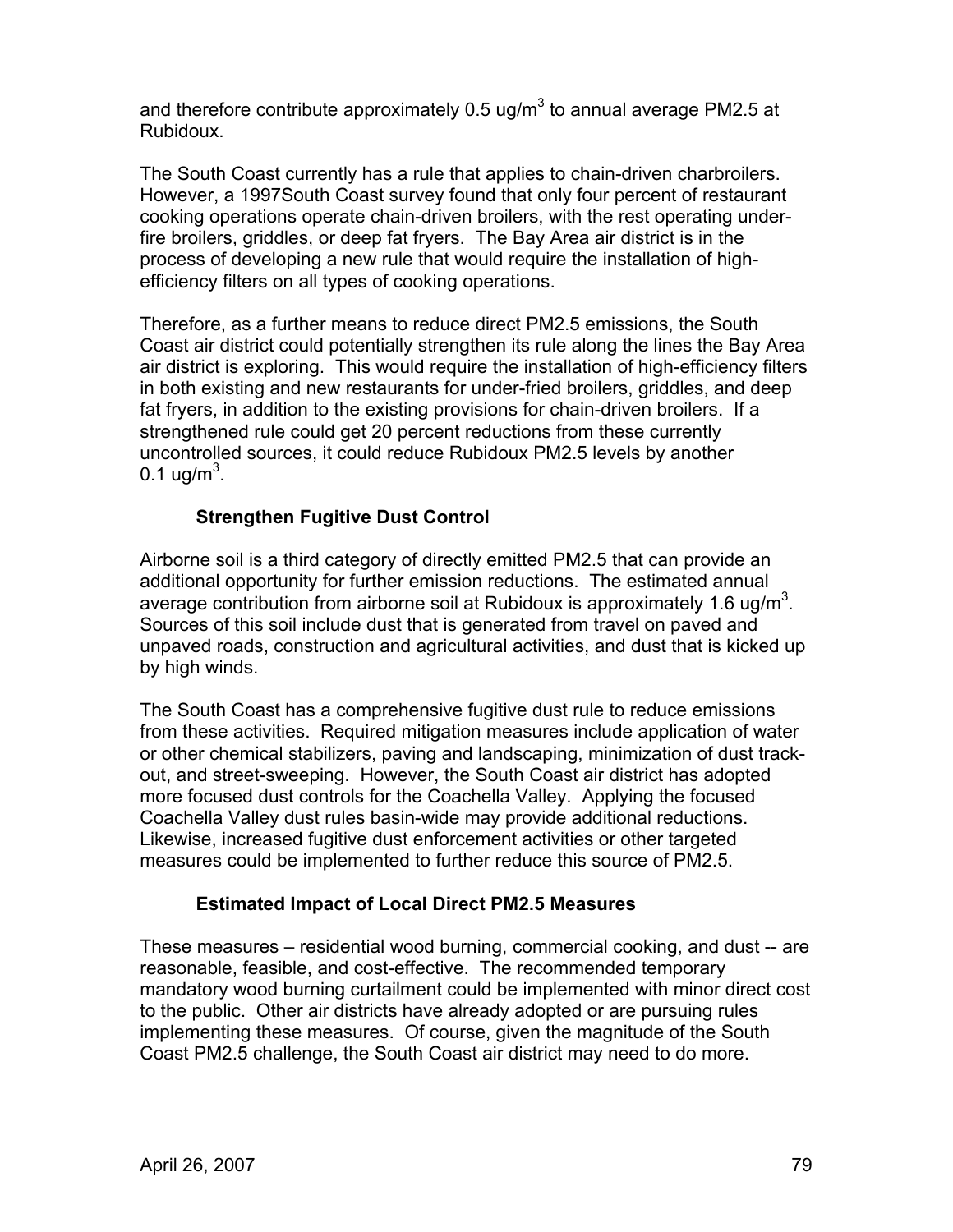and therefore contribute approximately 0.5 ug/m$^3$ to annual average PM2.5 at Rubidoux.

The South Coast currently has a rule that applies to chain-driven charbroilers. However, a 1997South Coast survey found that only four percent of restaurant cooking operations operate chain-driven broilers, with the rest operating under-fire broilers, griddles, or deep fat fryers. The Bay Area air district is in the process of developing a new rule that would require the installation of high-efficiency filters on all types of cooking operations.

Therefore, as a further means to reduce direct PM2.5 emissions, the South Coast air district could potentially strengthen its rule along the lines the Bay Area air district is exploring. This would require the installation of high-efficiency filters in both existing and new restaurants for under-fried broilers, griddles, and deep fat fryers, in addition to the existing provisions for chain-driven broilers. If a strengthened rule could get 20 percent reductions from these currently uncontrolled sources, it could reduce Rubidoux PM2.5 levels by another 0.1 ug/m$^3$.

### Strengthen Fugitive Dust Control

Airborne soil is a third category of directly emitted PM2.5 that can provide an additional opportunity for further emission reductions. The estimated annual average contribution from airborne soil at Rubidoux is approximately 1.6 ug/m$^3$. Sources of this soil include dust that is generated from travel on paved and unpaved roads, construction and agricultural activities, and dust that is kicked up by high winds.

The South Coast has a comprehensive fugitive dust rule to reduce emissions from these activities. Required mitigation measures include application of water or other chemical stabilizers, paving and landscaping, minimization of dust track-out, and street-sweeping. However, the South Coast air district has adopted more focused dust controls for the Coachella Valley. Applying the focused Coachella Valley dust rules basin-wide may provide additional reductions. Likewise, increased fugitive dust enforcement activities or other targeted measures could be implemented to further reduce this source of PM2.5.

### Estimated Impact of Local Direct PM2.5 Measures

These measures – residential wood burning, commercial cooking, and dust -- are reasonable, feasible, and cost-effective. The recommended temporary mandatory wood burning curtailment could be implemented with minor direct cost to the public. Other air districts have already adopted or are pursuing rules implementing these measures. Of course, given the magnitude of the South Coast PM2.5 challenge, the South Coast air district may need to do more.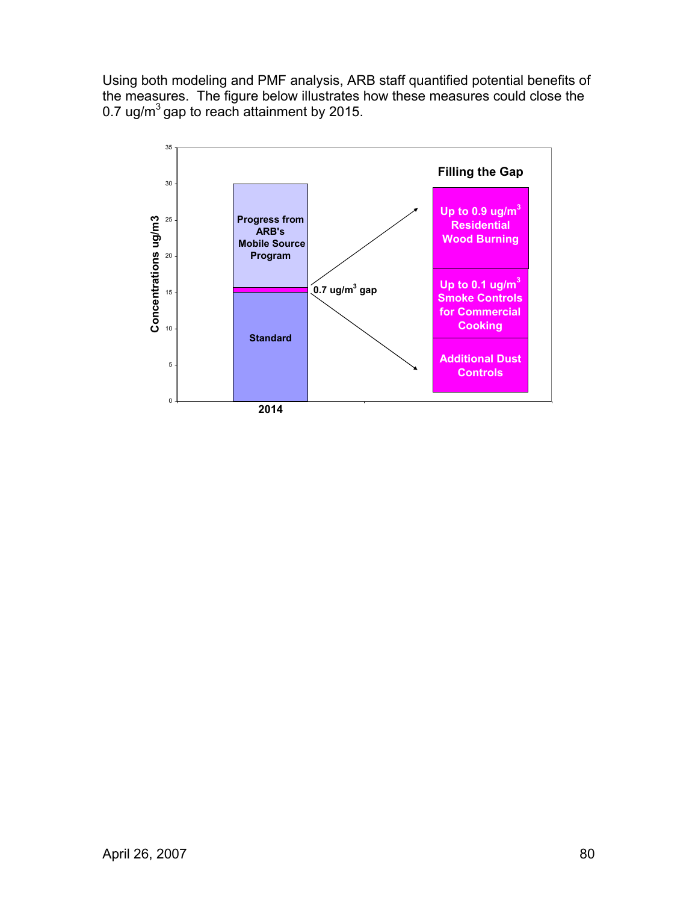Using both modeling and PMF analysis, ARB staff quantified potential benefits of the measures. The figure below illustrates how these measures could close the 0.7 ug/m$^3$ gap to reach attainment by 2015.

Concentrations ug/m3

Progress from ARB's Mobile Source Program

Standard

0.7 ug/m$^3$ gap

2014

**Filling the Gap**

Up to 0.9 ug/m$^3$ Residential Wood Burning

Up to 0.1 ug/m$^3$ Smoke Controls for Commercial Cooking

Additional Dust Controls

April 26, 2007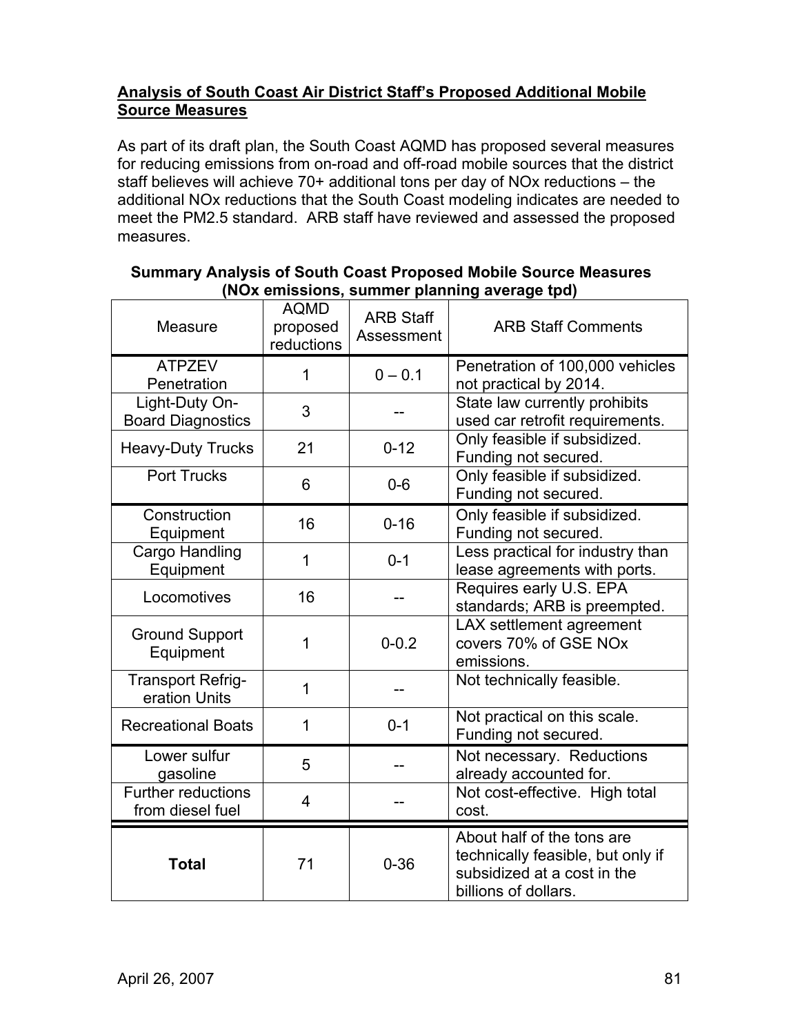**<u>Analysis of South Coast Air District Staff's Proposed Additional Mobile Source Measures</u>**

As part of its draft plan, the South Coast AQMD has proposed several measures for reducing emissions from on-road and off-road mobile sources that the district staff believes will achieve 70+ additional tons per day of NOx reductions – the additional NOx reductions that the South Coast modeling indicates are needed to meet the PM2.5 standard. ARB staff have reviewed and assessed the proposed measures.

**Summary Analysis of South Coast Proposed Mobile Source Measures (NOx emissions, summer planning average tpd)**

| Measure | AQMD proposed reductions | ARB Staff Assessment | ARB Staff Comments |
|---|---|---|---|
| ATPZEV Penetration | 1 | 0 – 0.1 | Penetration of 100,000 vehicles not practical by 2014. |
| Light-Duty On-Board Diagnostics | 3 | -- | State law currently prohibits used car retrofit requirements. |
| Heavy-Duty Trucks | 21 | 0-12 | Only feasible if subsidized. Funding not secured. |
| Port Trucks | 6 | 0-6 | Only feasible if subsidized. Funding not secured. |
| Construction Equipment | 16 | 0-16 | Only feasible if subsidized. Funding not secured. |
| Cargo Handling Equipment | 1 | 0-1 | Less practical for industry than lease agreements with ports. |
| Locomotives | 16 | -- | Requires early U.S. EPA standards; ARB is preempted. |
| Ground Support Equipment | 1 | 0-0.2 | LAX settlement agreement covers 70% of GSE NOx emissions. |
| Transport Refrig-eration Units | 1 | -- | Not technically feasible. |
| Recreational Boats | 1 | 0-1 | Not practical on this scale. Funding not secured. |
| Lower sulfur gasoline | 5 | -- | Not necessary. Reductions already accounted for. |
| Further reductions from diesel fuel | 4 | -- | Not cost-effective. High total cost. |
| **Total** | 71 | 0-36 | About half of the tons are technically feasible, but only if subsidized at a cost in the billions of dollars. |

April 26, 2007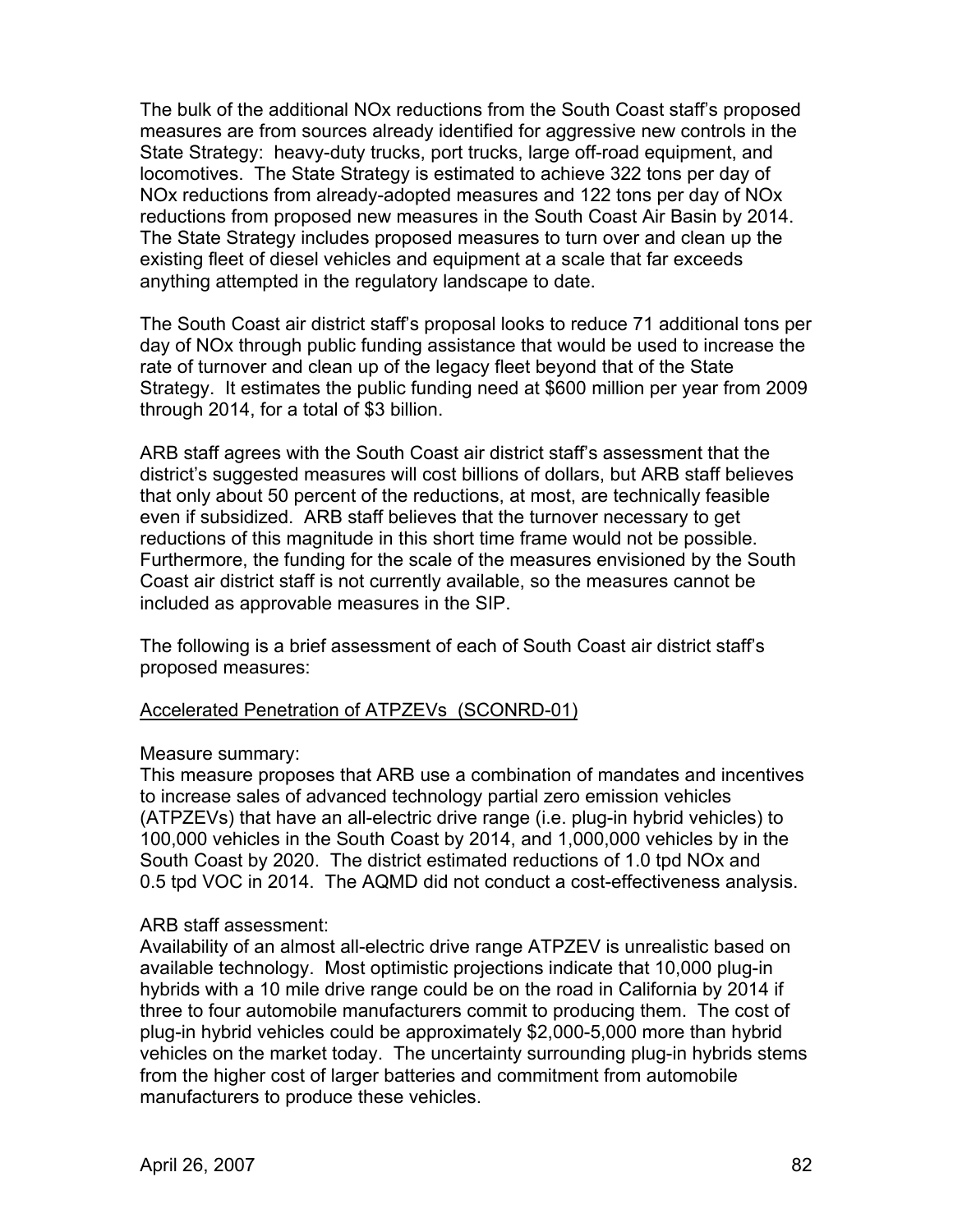The bulk of the additional NOx reductions from the South Coast staff's proposed measures are from sources already identified for aggressive new controls in the State Strategy: heavy-duty trucks, port trucks, large off-road equipment, and locomotives. The State Strategy is estimated to achieve 322 tons per day of NOx reductions from already-adopted measures and 122 tons per day of NOx reductions from proposed new measures in the South Coast Air Basin by 2014. The State Strategy includes proposed measures to turn over and clean up the existing fleet of diesel vehicles and equipment at a scale that far exceeds anything attempted in the regulatory landscape to date.

The South Coast air district staff's proposal looks to reduce 71 additional tons per day of NOx through public funding assistance that would be used to increase the rate of turnover and clean up of the legacy fleet beyond that of the State Strategy. It estimates the public funding need at $600 million per year from 2009 through 2014, for a total of $3 billion.

ARB staff agrees with the South Coast air district staff's assessment that the district's suggested measures will cost billions of dollars, but ARB staff believes that only about 50 percent of the reductions, at most, are technically feasible even if subsidized. ARB staff believes that the turnover necessary to get reductions of this magnitude in this short time frame would not be possible. Furthermore, the funding for the scale of the measures envisioned by the South Coast air district staff is not currently available, so the measures cannot be included as approvable measures in the SIP.

The following is a brief assessment of each of South Coast air district staff's proposed measures:

Accelerated Penetration of ATPZEVs (SCONRD-01)

Measure summary:
This measure proposes that ARB use a combination of mandates and incentives to increase sales of advanced technology partial zero emission vehicles (ATPZEVs) that have an all-electric drive range (i.e. plug-in hybrid vehicles) to 100,000 vehicles in the South Coast by 2014, and 1,000,000 vehicles by in the South Coast by 2020. The district estimated reductions of 1.0 tpd NOx and 0.5 tpd VOC in 2014. The AQMD did not conduct a cost-effectiveness analysis.

ARB staff assessment:
Availability of an almost all-electric drive range ATPZEV is unrealistic based on available technology. Most optimistic projections indicate that 10,000 plug-in hybrids with a 10 mile drive range could be on the road in California by 2014 if three to four automobile manufacturers commit to producing them. The cost of plug-in hybrid vehicles could be approximately $2,000-5,000 more than hybrid vehicles on the market today. The uncertainty surrounding plug-in hybrids stems from the higher cost of larger batteries and commitment from automobile manufacturers to produce these vehicles.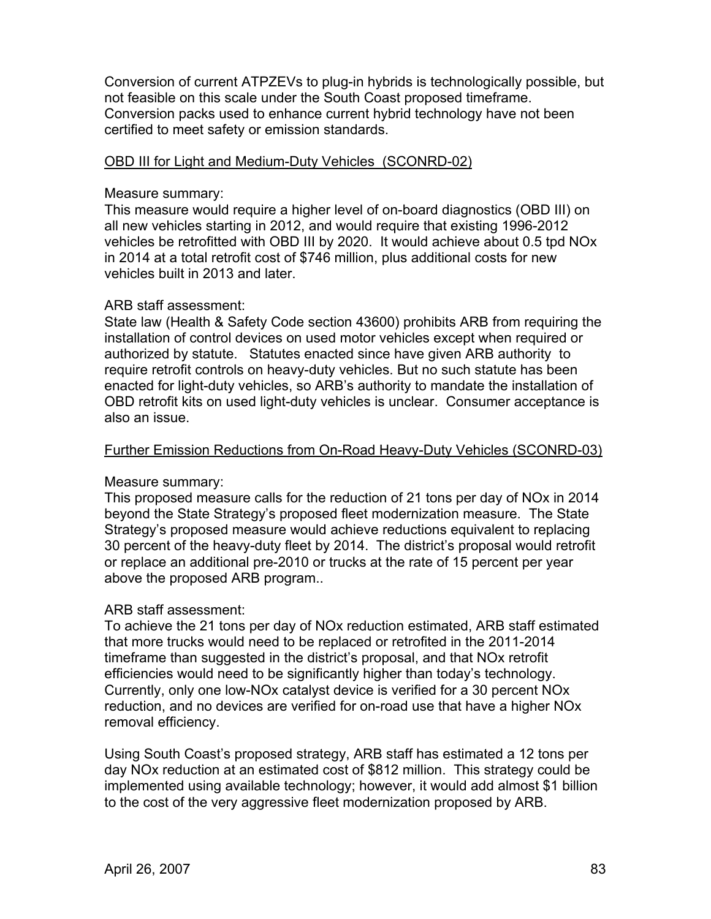Conversion of current ATPZEVs to plug-in hybrids is technologically possible, but not feasible on this scale under the South Coast proposed timeframe. Conversion packs used to enhance current hybrid technology have not been certified to meet safety or emission standards.

<u>OBD III for Light and Medium-Duty Vehicles (SCONRD-02)</u>

Measure summary:
This measure would require a higher level of on-board diagnostics (OBD III) on all new vehicles starting in 2012, and would require that existing 1996-2012 vehicles be retrofitted with OBD III by 2020. It would achieve about 0.5 tpd NOx in 2014 at a total retrofit cost of $746 million, plus additional costs for new vehicles built in 2013 and later.

ARB staff assessment:
State law (Health & Safety Code section 43600) prohibits ARB from requiring the installation of control devices on used motor vehicles except when required or authorized by statute. Statutes enacted since have given ARB authority to require retrofit controls on heavy-duty vehicles. But no such statute has been enacted for light-duty vehicles, so ARB's authority to mandate the installation of OBD retrofit kits on used light-duty vehicles is unclear. Consumer acceptance is also an issue.

<u>Further Emission Reductions from On-Road Heavy-Duty Vehicles (SCONRD-03)</u>

Measure summary:
This proposed measure calls for the reduction of 21 tons per day of NOx in 2014 beyond the State Strategy's proposed fleet modernization measure. The State Strategy's proposed measure would achieve reductions equivalent to replacing 30 percent of the heavy-duty fleet by 2014. The district's proposal would retrofit or replace an additional pre-2010 or trucks at the rate of 15 percent per year above the proposed ARB program..

ARB staff assessment:
To achieve the 21 tons per day of NOx reduction estimated, ARB staff estimated that more trucks would need to be replaced or retrofited in the 2011-2014 timeframe than suggested in the district's proposal, and that NOx retrofit efficiencies would need to be significantly higher than today's technology. Currently, only one low-NOx catalyst device is verified for a 30 percent NOx reduction, and no devices are verified for on-road use that have a higher NOx removal efficiency.

Using South Coast's proposed strategy, ARB staff has estimated a 12 tons per day NOx reduction at an estimated cost of $812 million. This strategy could be implemented using available technology; however, it would add almost $1 billion to the cost of the very aggressive fleet modernization proposed by ARB.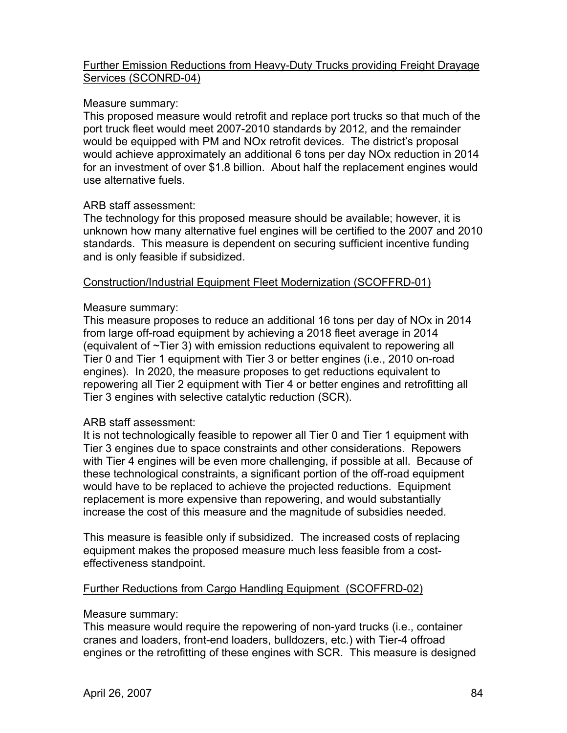Further Emission Reductions from Heavy-Duty Trucks providing Freight Drayage Services (SCONRD-04)

Measure summary:
This proposed measure would retrofit and replace port trucks so that much of the port truck fleet would meet 2007-2010 standards by 2012, and the remainder would be equipped with PM and NOx retrofit devices. The district's proposal would achieve approximately an additional 6 tons per day NOx reduction in 2014 for an investment of over $1.8 billion. About half the replacement engines would use alternative fuels.

ARB staff assessment:
The technology for this proposed measure should be available; however, it is unknown how many alternative fuel engines will be certified to the 2007 and 2010 standards. This measure is dependent on securing sufficient incentive funding and is only feasible if subsidized.

Construction/Industrial Equipment Fleet Modernization (SCOFFRD-01)

Measure summary:
This measure proposes to reduce an additional 16 tons per day of NOx in 2014 from large off-road equipment by achieving a 2018 fleet average in 2014 (equivalent of ~Tier 3) with emission reductions equivalent to repowering all Tier 0 and Tier 1 equipment with Tier 3 or better engines (i.e., 2010 on-road engines). In 2020, the measure proposes to get reductions equivalent to repowering all Tier 2 equipment with Tier 4 or better engines and retrofitting all Tier 3 engines with selective catalytic reduction (SCR).

ARB staff assessment:
It is not technologically feasible to repower all Tier 0 and Tier 1 equipment with Tier 3 engines due to space constraints and other considerations. Repowers with Tier 4 engines will be even more challenging, if possible at all. Because of these technological constraints, a significant portion of the off-road equipment would have to be replaced to achieve the projected reductions. Equipment replacement is more expensive than repowering, and would substantially increase the cost of this measure and the magnitude of subsidies needed.

This measure is feasible only if subsidized. The increased costs of replacing equipment makes the proposed measure much less feasible from a cost-effectiveness standpoint.

Further Reductions from Cargo Handling Equipment (SCOFFRD-02)

Measure summary:
This measure would require the repowering of non-yard trucks (i.e., container cranes and loaders, front-end loaders, bulldozers, etc.) with Tier-4 offroad engines or the retrofitting of these engines with SCR. This measure is designed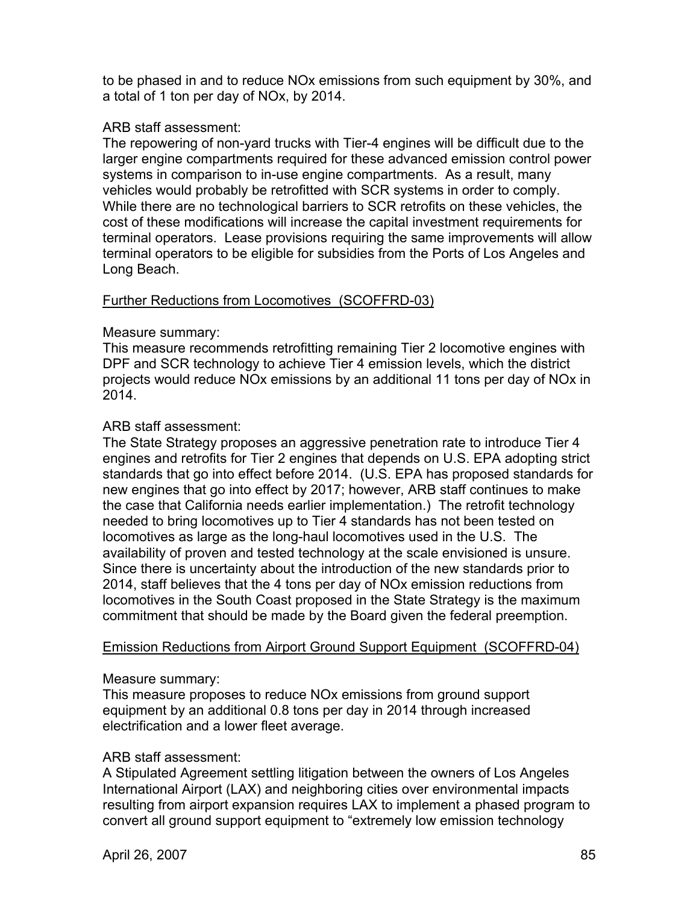to be phased in and to reduce NOx emissions from such equipment by 30%, and a total of 1 ton per day of NOx, by 2014.

ARB staff assessment:
The repowering of non-yard trucks with Tier-4 engines will be difficult due to the larger engine compartments required for these advanced emission control power systems in comparison to in-use engine compartments. As a result, many vehicles would probably be retrofitted with SCR systems in order to comply. While there are no technological barriers to SCR retrofits on these vehicles, the cost of these modifications will increase the capital investment requirements for terminal operators. Lease provisions requiring the same improvements will allow terminal operators to be eligible for subsidies from the Ports of Los Angeles and Long Beach.

<u>Further Reductions from Locomotives (SCOFFRD-03)</u>

Measure summary:
This measure recommends retrofitting remaining Tier 2 locomotive engines with DPF and SCR technology to achieve Tier 4 emission levels, which the district projects would reduce NOx emissions by an additional 11 tons per day of NOx in 2014.

ARB staff assessment:
The State Strategy proposes an aggressive penetration rate to introduce Tier 4 engines and retrofits for Tier 2 engines that depends on U.S. EPA adopting strict standards that go into effect before 2014. (U.S. EPA has proposed standards for new engines that go into effect by 2017; however, ARB staff continues to make the case that California needs earlier implementation.) The retrofit technology needed to bring locomotives up to Tier 4 standards has not been tested on locomotives as large as the long-haul locomotives used in the U.S. The availability of proven and tested technology at the scale envisioned is unsure. Since there is uncertainty about the introduction of the new standards prior to 2014, staff believes that the 4 tons per day of NOx emission reductions from locomotives in the South Coast proposed in the State Strategy is the maximum commitment that should be made by the Board given the federal preemption.

<u>Emission Reductions from Airport Ground Support Equipment (SCOFFRD-04)</u>

Measure summary:
This measure proposes to reduce NOx emissions from ground support equipment by an additional 0.8 tons per day in 2014 through increased electrification and a lower fleet average.

ARB staff assessment:
A Stipulated Agreement settling litigation between the owners of Los Angeles International Airport (LAX) and neighboring cities over environmental impacts resulting from airport expansion requires LAX to implement a phased program to convert all ground support equipment to "extremely low emission technology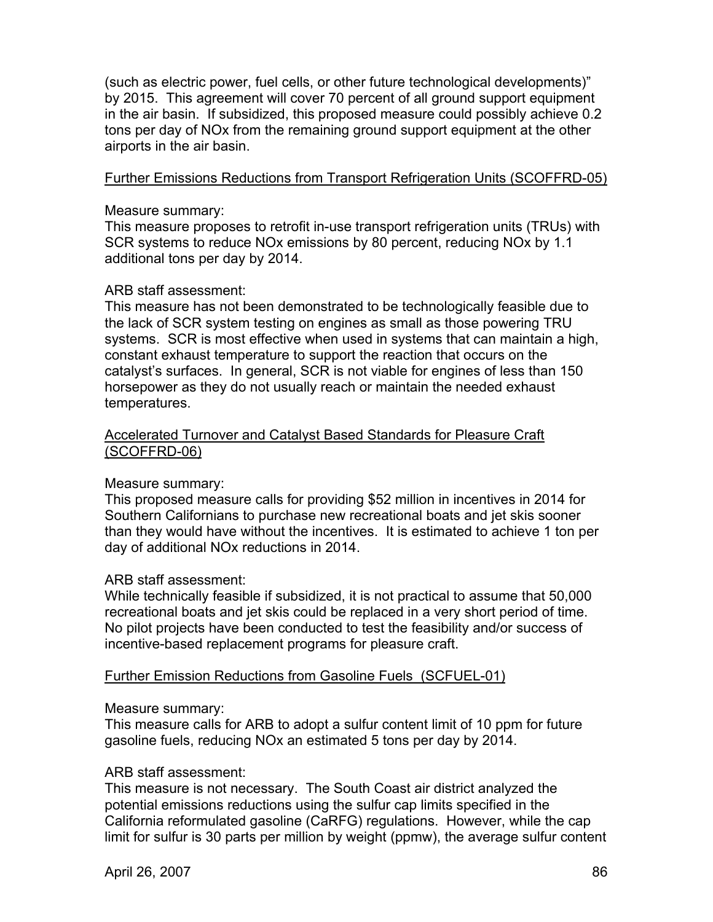(such as electric power, fuel cells, or other future technological developments)" by 2015. This agreement will cover 70 percent of all ground support equipment in the air basin. If subsidized, this proposed measure could possibly achieve 0.2 tons per day of NOx from the remaining ground support equipment at the other airports in the air basin.

<u>Further Emissions Reductions from Transport Refrigeration Units (SCOFFRD-05)</u>

Measure summary:
This measure proposes to retrofit in-use transport refrigeration units (TRUs) with SCR systems to reduce NOx emissions by 80 percent, reducing NOx by 1.1 additional tons per day by 2014.

ARB staff assessment:
This measure has not been demonstrated to be technologically feasible due to the lack of SCR system testing on engines as small as those powering TRU systems. SCR is most effective when used in systems that can maintain a high, constant exhaust temperature to support the reaction that occurs on the catalyst's surfaces. In general, SCR is not viable for engines of less than 150 horsepower as they do not usually reach or maintain the needed exhaust temperatures.

<u>Accelerated Turnover and Catalyst Based Standards for Pleasure Craft (SCOFFRD-06)</u>

Measure summary:
This proposed measure calls for providing $52 million in incentives in 2014 for Southern Californians to purchase new recreational boats and jet skis sooner than they would have without the incentives. It is estimated to achieve 1 ton per day of additional NOx reductions in 2014.

ARB staff assessment:
While technically feasible if subsidized, it is not practical to assume that 50,000 recreational boats and jet skis could be replaced in a very short period of time. No pilot projects have been conducted to test the feasibility and/or success of incentive-based replacement programs for pleasure craft.

<u>Further Emission Reductions from Gasoline Fuels (SCFUEL-01)</u>

Measure summary:
This measure calls for ARB to adopt a sulfur content limit of 10 ppm for future gasoline fuels, reducing NOx an estimated 5 tons per day by 2014.

ARB staff assessment:
This measure is not necessary. The South Coast air district analyzed the potential emissions reductions using the sulfur cap limits specified in the California reformulated gasoline (CaRFG) regulations. However, while the cap limit for sulfur is 30 parts per million by weight (ppmw), the average sulfur content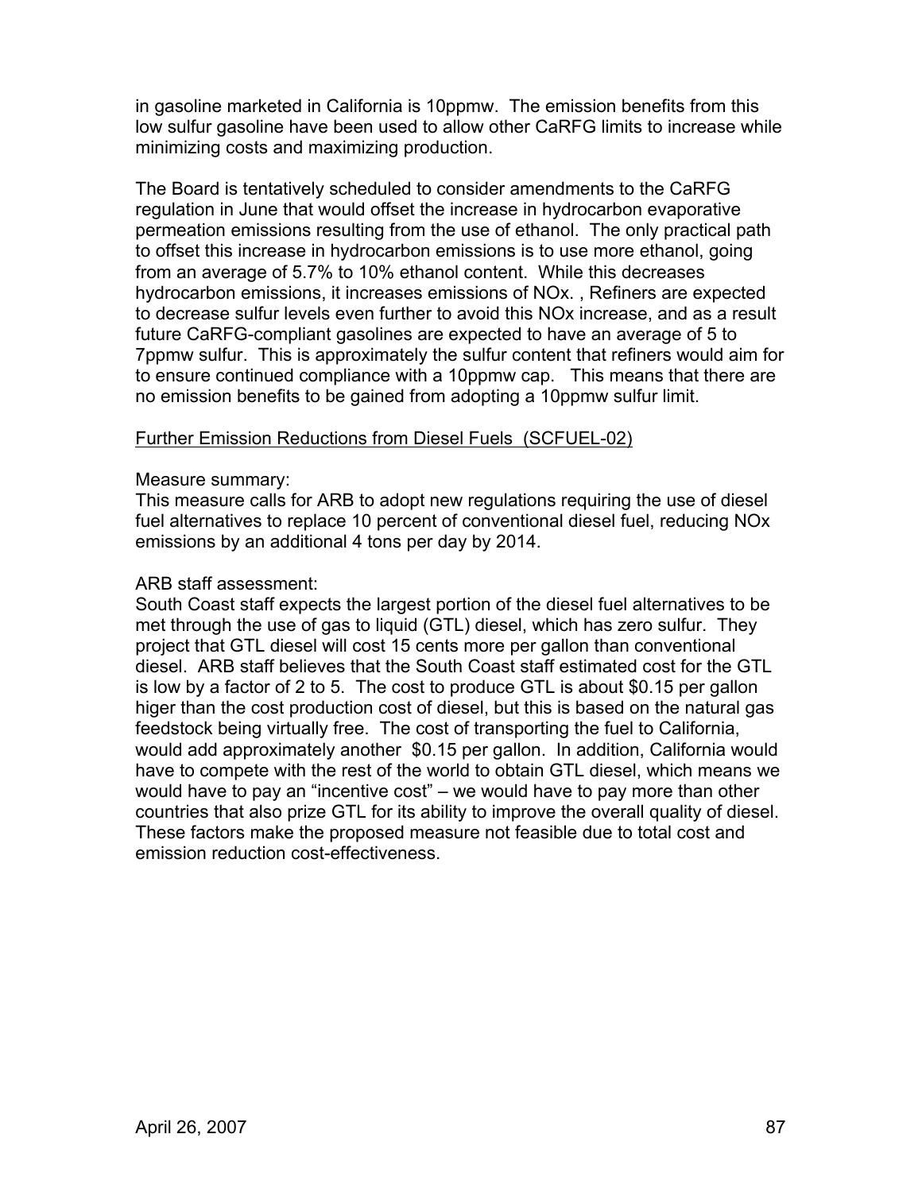in gasoline marketed in California is 10ppmw. The emission benefits from this low sulfur gasoline have been used to allow other CaRFG limits to increase while minimizing costs and maximizing production.

The Board is tentatively scheduled to consider amendments to the CaRFG regulation in June that would offset the increase in hydrocarbon evaporative permeation emissions resulting from the use of ethanol. The only practical path to offset this increase in hydrocarbon emissions is to use more ethanol, going from an average of 5.7% to 10% ethanol content. While this decreases hydrocarbon emissions, it increases emissions of NOx. , Refiners are expected to decrease sulfur levels even further to avoid this NOx increase, and as a result future CaRFG-compliant gasolines are expected to have an average of 5 to 7ppmw sulfur. This is approximately the sulfur content that refiners would aim for to ensure continued compliance with a 10ppmw cap. This means that there are no emission benefits to be gained from adopting a 10ppmw sulfur limit.

Further Emission Reductions from Diesel Fuels (SCFUEL-02)

Measure summary:
This measure calls for ARB to adopt new regulations requiring the use of diesel fuel alternatives to replace 10 percent of conventional diesel fuel, reducing NOx emissions by an additional 4 tons per day by 2014.

ARB staff assessment:
South Coast staff expects the largest portion of the diesel fuel alternatives to be met through the use of gas to liquid (GTL) diesel, which has zero sulfur. They project that GTL diesel will cost 15 cents more per gallon than conventional diesel. ARB staff believes that the South Coast staff estimated cost for the GTL is low by a factor of 2 to 5. The cost to produce GTL is about $0.15 per gallon higer than the cost production cost of diesel, but this is based on the natural gas feedstock being virtually free. The cost of transporting the fuel to California, would add approximately another $0.15 per gallon. In addition, California would have to compete with the rest of the world to obtain GTL diesel, which means we would have to pay an "incentive cost" – we would have to pay more than other countries that also prize GTL for its ability to improve the overall quality of diesel. These factors make the proposed measure not feasible due to total cost and emission reduction cost-effectiveness.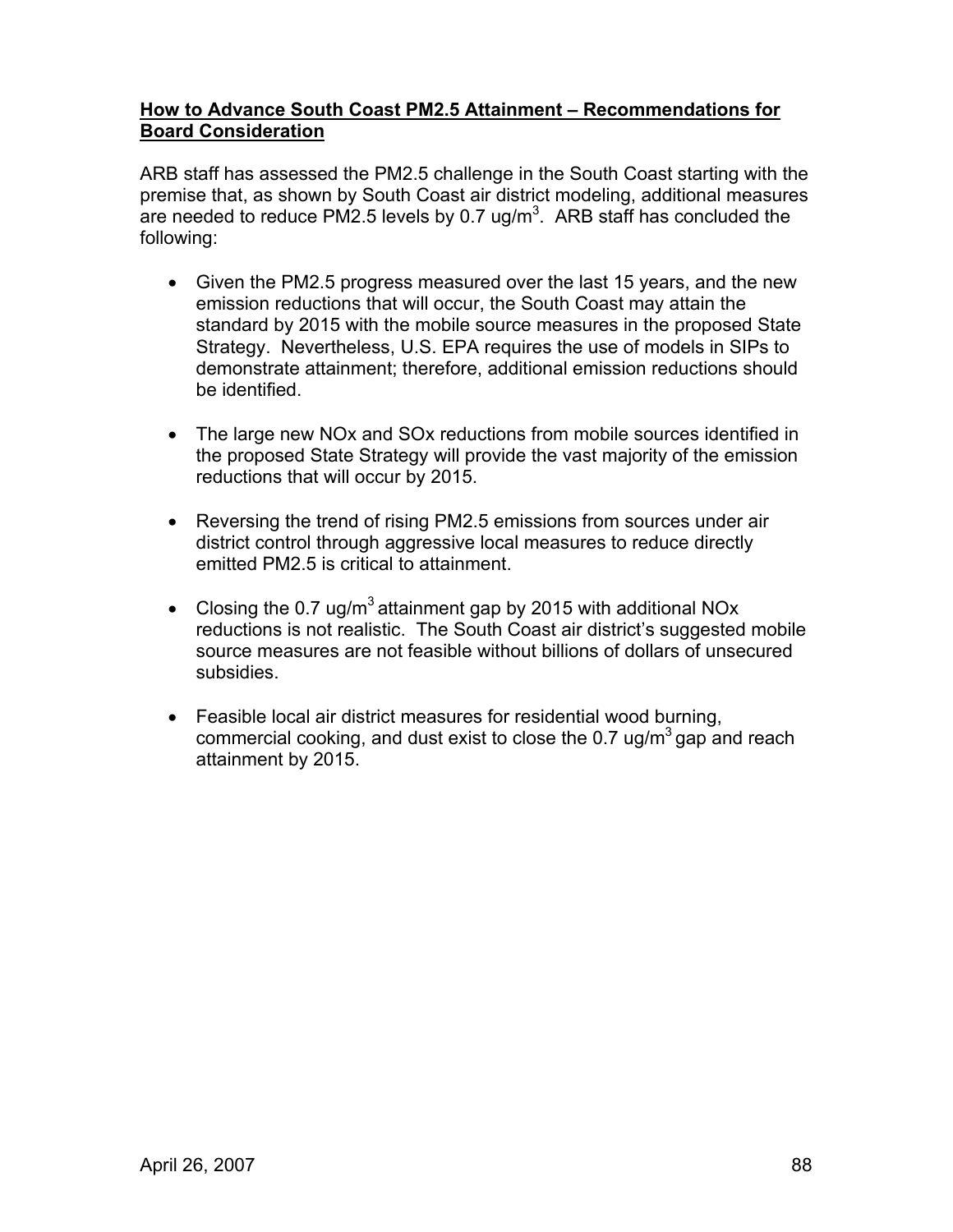**How to Advance South Coast PM2.5 Attainment – Recommendations for Board Consideration**

ARB staff has assessed the PM2.5 challenge in the South Coast starting with the premise that, as shown by South Coast air district modeling, additional measures are needed to reduce PM2.5 levels by 0.7 $ug/m^3$. ARB staff has concluded the following:

- Given the PM2.5 progress measured over the last 15 years, and the new emission reductions that will occur, the South Coast may attain the standard by 2015 with the mobile source measures in the proposed State Strategy. Nevertheless, U.S. EPA requires the use of models in SIPs to demonstrate attainment; therefore, additional emission reductions should be identified.

- The large new NOx and SOx reductions from mobile sources identified in the proposed State Strategy will provide the vast majority of the emission reductions that will occur by 2015.

- Reversing the trend of rising PM2.5 emissions from sources under air district control through aggressive local measures to reduce directly emitted PM2.5 is critical to attainment.

- Closing the 0.7 $ug/m^3$ attainment gap by 2015 with additional NOx reductions is not realistic. The South Coast air district's suggested mobile source measures are not feasible without billions of dollars of unsecured subsidies.

- Feasible local air district measures for residential wood burning, commercial cooking, and dust exist to close the 0.7 $ug/m^3$ gap and reach attainment by 2015.